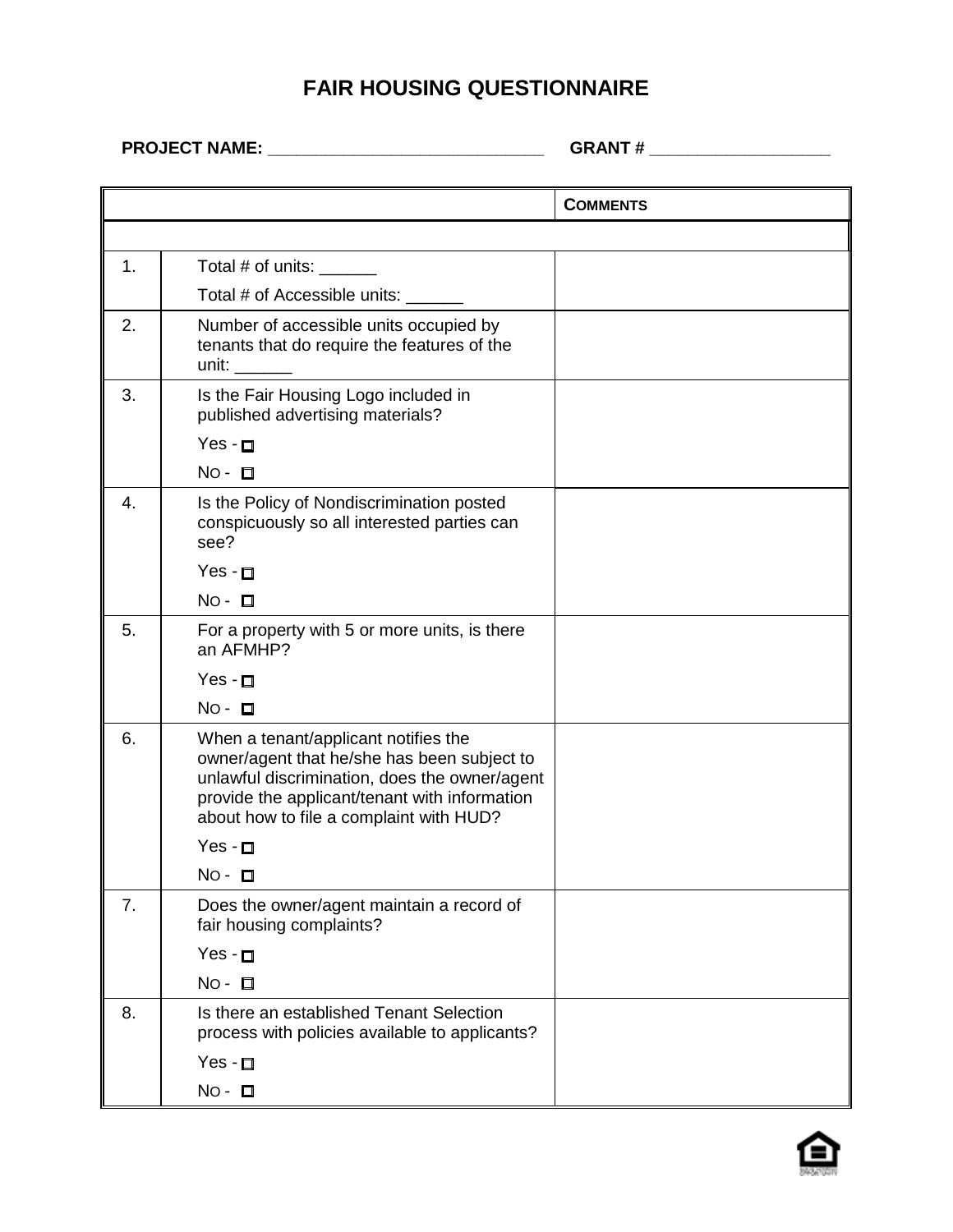# FAIR HOUSING QUESTIONNAIRE

**PROJECT NAME: ______________________________ GRANT # __________________**

| | | COMMENTS |
|---|---|---|
| | | |
| 1. | Total # of units: ______<br>Total # of Accessible units: ______ | |
| 2. | Number of accessible units occupied by tenants that do require the features of the unit: ______ | |
| 3. | Is the Fair Housing Logo included in published advertising materials?<br>Yes - ☐<br>NO - ☐ | |
| 4. | Is the Policy of Nondiscrimination posted conspicuously so all interested parties can see?<br>Yes - ☐<br>NO - ☐ | |
| 5. | For a property with 5 or more units, is there an AFMHP?<br>Yes - ☐<br>NO - ☐ | |
| 6. | When a tenant/applicant notifies the owner/agent that he/she has been subject to unlawful discrimination, does the owner/agent provide the applicant/tenant with information about how to file a complaint with HUD?<br>Yes - ☐<br>NO - ☐ | |
| 7. | Does the owner/agent maintain a record of fair housing complaints?<br>Yes - ☐<br>NO - ☐ | |
| 8. | Is there an established Tenant Selection process with policies available to applicants?<br>Yes - ☐<br>NO - ☐ | |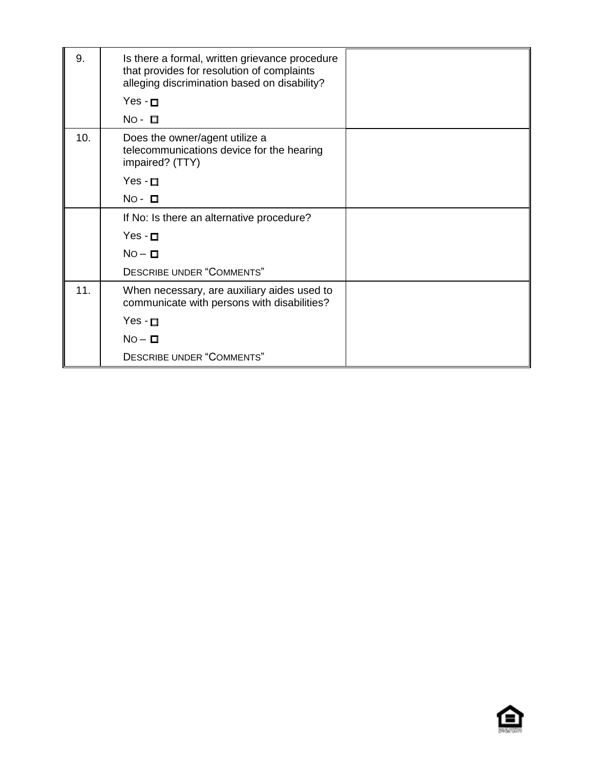| | | |
|---|---|---|
| 9. | Is there a formal, written grievance procedure that provides for resolution of complaints alleging discrimination based on disability?<br>Yes - ☐<br>No - ☐ | |
| 10. | Does the owner/agent utilize a telecommunications device for the hearing impaired? (TTY)<br>Yes - ☐<br>No - ☐ | |
| | If No: Is there an alternative procedure?<br>Yes - ☐<br>No – ☐<br>Describe under "Comments" | |
| 11. | When necessary, are auxiliary aides used to communicate with persons with disabilities?<br>Yes - ☐<br>No – ☐<br>Describe under "Comments" | |